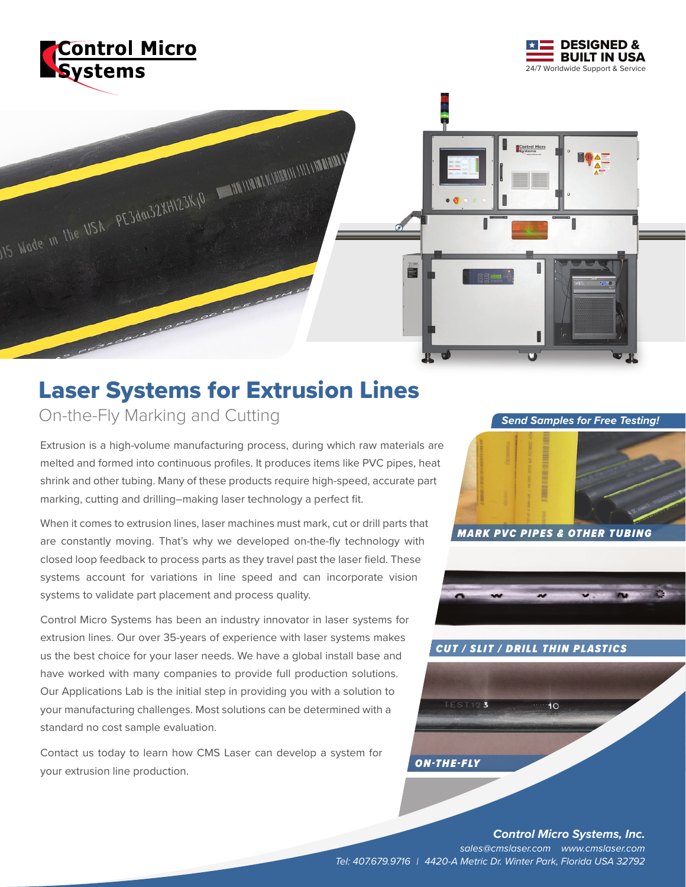Control Micro Systems

DESIGNED & BUILT IN USA
24/7 Worldwide Support & Service

# Laser Systems for Extrusion Lines

## On-the-Fly Marking and Cutting

Extrusion is a high-volume manufacturing process, during which raw materials are melted and formed into continuous profiles. It produces items like PVC pipes, heat shrink and other tubing. Many of these products require high-speed, accurate part marking, cutting and drilling–making laser technology a perfect fit.

When it comes to extrusion lines, laser machines must mark, cut or drill parts that are constantly moving. That's why we developed on-the-fly technology with closed loop feedback to process parts as they travel past the laser field. These systems account for variations in line speed and can incorporate vision systems to validate part placement and process quality.

Control Micro Systems has been an industry innovator in laser systems for extrusion lines. Our over 35-years of experience with laser systems makes us the best choice for your laser needs. We have a global install base and have worked with many companies to provide full production solutions. Our Applications Lab is the initial step in providing you with a solution to your manufacturing challenges. Most solutions can be determined with a standard no cost sample evaluation.

Contact us today to learn how CMS Laser can develop a system for your extrusion line production.

***Send Samples for Free Testing!***

***MARK PVC PIPES & OTHER TUBING***

***CUT / SLIT / DRILL THIN PLASTICS***

***ON-THE-FLY***

***Control Micro Systems, Inc.***
*sales@cmslaser.com www.cmslaser.com*
*Tel: 407.679.9716 | 4420-A Metric Dr. Winter Park, Florida USA 32792*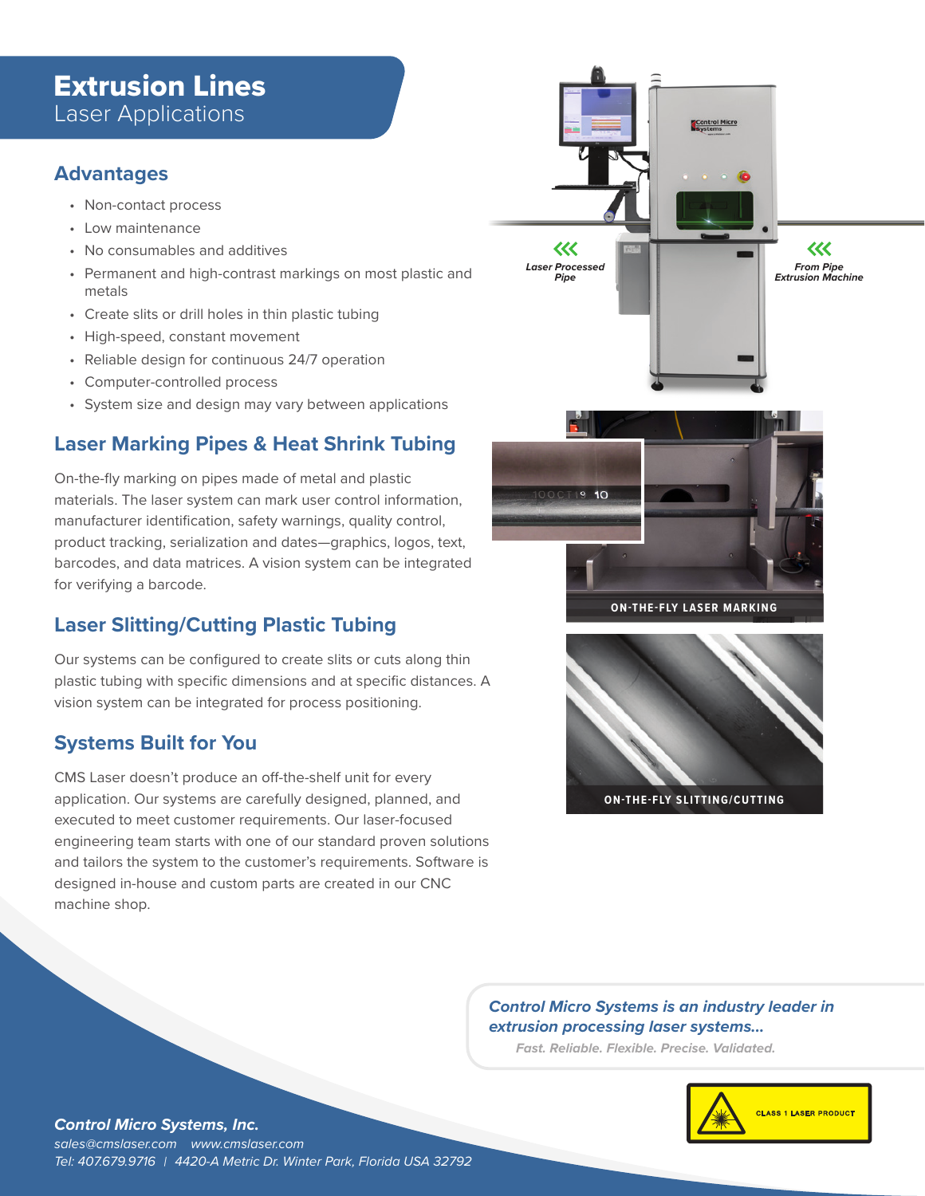# Extrusion Lines

Laser Applications

## Advantages

- Non-contact process
- Low maintenance
- No consumables and additives
- Permanent and high-contrast markings on most plastic and metals
- Create slits or drill holes in thin plastic tubing
- High-speed, constant movement
- Reliable design for continuous 24/7 operation
- Computer-controlled process
- System size and design may vary between applications

Laser Processed Pipe

From Pipe Extrusion Machine

## Laser Marking Pipes & Heat Shrink Tubing

On-the-fly marking on pipes made of metal and plastic materials. The laser system can mark user control information, manufacturer identification, safety warnings, quality control, product tracking, serialization and dates—graphics, logos, text, barcodes, and data matrices. A vision system can be integrated for verifying a barcode.

ON-THE-FLY LASER MARKING

## Laser Slitting/Cutting Plastic Tubing

Our systems can be configured to create slits or cuts along thin plastic tubing with specific dimensions and at specific distances. A vision system can be integrated for process positioning.

ON-THE-FLY SLITTING/CUTTING

## Systems Built for You

CMS Laser doesn't produce an off-the-shelf unit for every application. Our systems are carefully designed, planned, and executed to meet customer requirements. Our laser-focused engineering team starts with one of our standard proven solutions and tailors the system to the customer's requirements. Software is designed in-house and custom parts are created in our CNC machine shop.

***Control Micro Systems is an industry leader in extrusion processing laser systems...***

*Fast. Reliable. Flexible. Precise. Validated.*

CLASS 1 LASER PRODUCT

***Control Micro Systems, Inc.***

*sales@cmslaser.com www.cmslaser.com*

*Tel: 407.679.9716 | 4420-A Metric Dr. Winter Park, Florida USA 32792*